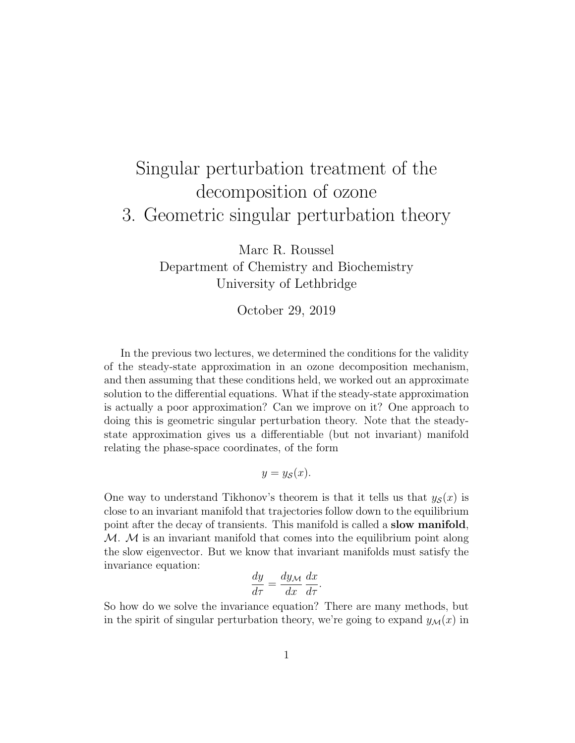# Singular perturbation treatment of the decomposition of ozone
# 3. Geometric singular perturbation theory

Marc R. Roussel
Department of Chemistry and Biochemistry
University of Lethbridge

October 29, 2019

In the previous two lectures, we determined the conditions for the validity of the steady-state approximation in an ozone decomposition mechanism, and then assuming that these conditions held, we worked out an approximate solution to the differential equations. What if the steady-state approximation is actually a poor approximation? Can we improve on it? One approach to doing this is geometric singular perturbation theory. Note that the steady-state approximation gives us a differentiable (but not invariant) manifold relating the phase-space coordinates, of the form

$$y = y_{\mathcal{S}}(x).$$

One way to understand Tikhonov's theorem is that it tells us that $y_{\mathcal{S}}(x)$ is close to an invariant manifold that trajectories follow down to the equilibrium point after the decay of transients. This manifold is called a **slow manifold**, $\mathcal{M}$. $\mathcal{M}$ is an invariant manifold that comes into the equilibrium point along the slow eigenvector. But we know that invariant manifolds must satisfy the invariance equation:

$$\frac{dy}{d\tau} = \frac{dy_{\mathcal{M}}}{dx}\frac{dx}{d\tau}.$$

So how do we solve the invariance equation? There are many methods, but in the spirit of singular perturbation theory, we're going to expand $y_{\mathcal{M}}(x)$ in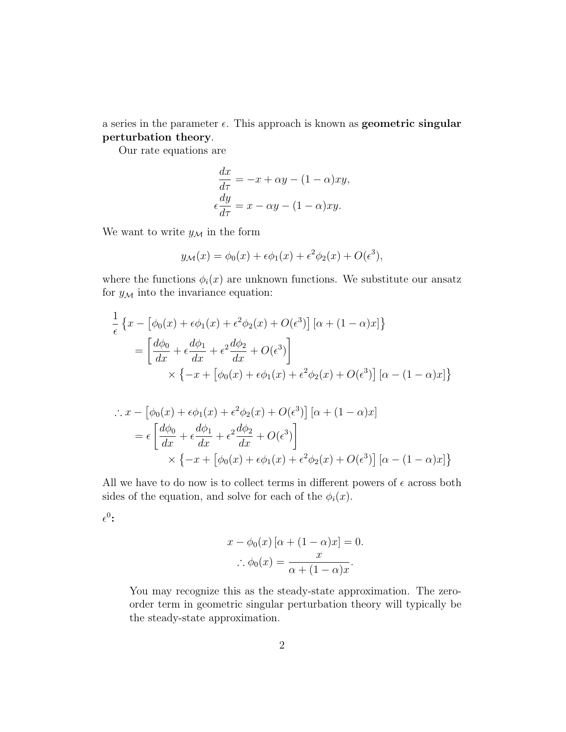a series in the parameter $\epsilon$. This approach is known as **geometric singular perturbation theory**.

Our rate equations are

$$\frac{dx}{d\tau} = -x + \alpha y - (1-\alpha)xy,$$
$$\epsilon\frac{dy}{d\tau} = x - \alpha y - (1-\alpha)xy.$$

We want to write $y_{\mathcal{M}}$ in the form

$$y_{\mathcal{M}}(x) = \phi_0(x) + \epsilon\phi_1(x) + \epsilon^2\phi_2(x) + O(\epsilon^3),$$

where the functions $\phi_i(x)$ are unknown functions. We substitute our ansatz for $y_{\mathcal{M}}$ into the invariance equation:

$$\begin{aligned}
\frac{1}{\epsilon}&\left\{x - \left[\phi_0(x) + \epsilon\phi_1(x) + \epsilon^2\phi_2(x) + O(\epsilon^3)\right][\alpha + (1-\alpha)x]\right\} \\
&= \left[\frac{d\phi_0}{dx} + \epsilon\frac{d\phi_1}{dx} + \epsilon^2\frac{d\phi_2}{dx} + O(\epsilon^3)\right] \\
&\qquad \times \left\{-x + \left[\phi_0(x) + \epsilon\phi_1(x) + \epsilon^2\phi_2(x) + O(\epsilon^3)\right][\alpha - (1-\alpha)x]\right\}
\end{aligned}$$

$$\begin{aligned}
\therefore\, x &- \left[\phi_0(x) + \epsilon\phi_1(x) + \epsilon^2\phi_2(x) + O(\epsilon^3)\right][\alpha + (1-\alpha)x] \\
&= \epsilon\left[\frac{d\phi_0}{dx} + \epsilon\frac{d\phi_1}{dx} + \epsilon^2\frac{d\phi_2}{dx} + O(\epsilon^3)\right] \\
&\qquad \times \left\{-x + \left[\phi_0(x) + \epsilon\phi_1(x) + \epsilon^2\phi_2(x) + O(\epsilon^3)\right][\alpha - (1-\alpha)x]\right\}
\end{aligned}$$

All we have to do now is to collect terms in different powers of $\epsilon$ across both sides of the equation, and solve for each of the $\phi_i(x)$.

**$\epsilon^0$:**

$$x - \phi_0(x)[\alpha + (1-\alpha)x] = 0.$$
$$\therefore \phi_0(x) = \frac{x}{\alpha + (1-\alpha)x}.$$

You may recognize this as the steady-state approximation. The zero-order term in geometric singular perturbation theory will typically be the steady-state approximation.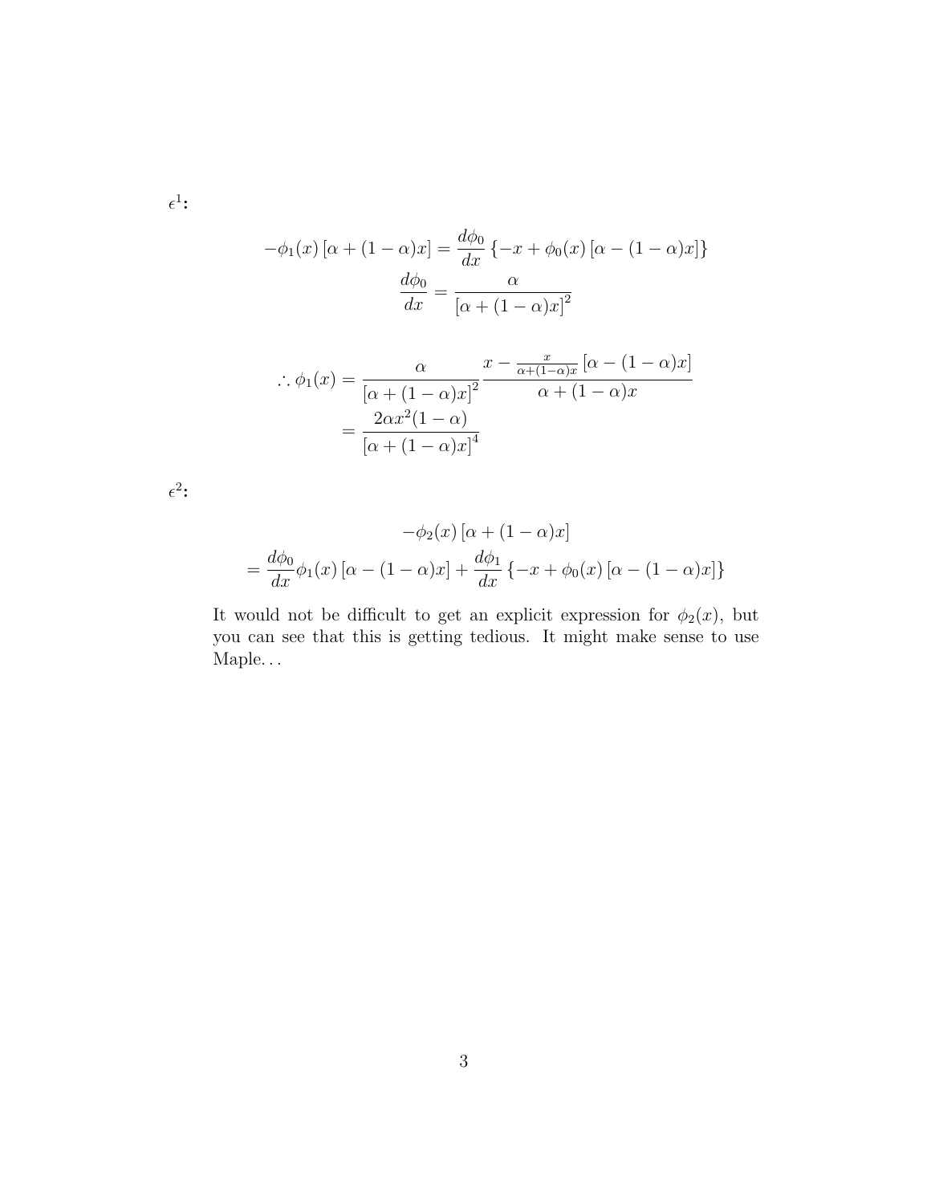**$\epsilon^1$:**

$$
-\phi_1(x)\left[\alpha + (1-\alpha)x\right] = \frac{d\phi_0}{dx}\left\{-x + \phi_0(x)\left[\alpha - (1-\alpha)x\right]\right\}
$$

$$
\frac{d\phi_0}{dx} = \frac{\alpha}{\left[\alpha + (1-\alpha)x\right]^2}
$$

$$
\begin{aligned}
\therefore \phi_1(x) &= \frac{\alpha}{\left[\alpha + (1-\alpha)x\right]^2} \frac{x - \frac{x}{\alpha + (1-\alpha)x}\left[\alpha - (1-\alpha)x\right]}{\alpha + (1-\alpha)x} \\
&= \frac{2\alpha x^2(1-\alpha)}{\left[\alpha + (1-\alpha)x\right]^4}
\end{aligned}
$$

**$\epsilon^2$:**

$$
\begin{aligned}
&-\phi_2(x)\left[\alpha + (1-\alpha)x\right] \\
&= \frac{d\phi_0}{dx}\phi_1(x)\left[\alpha - (1-\alpha)x\right] + \frac{d\phi_1}{dx}\left\{-x + \phi_0(x)\left[\alpha - (1-\alpha)x\right]\right\}
\end{aligned}
$$

It would not be difficult to get an explicit expression for $\phi_2(x)$, but you can see that this is getting tedious. It might make sense to use Maple...